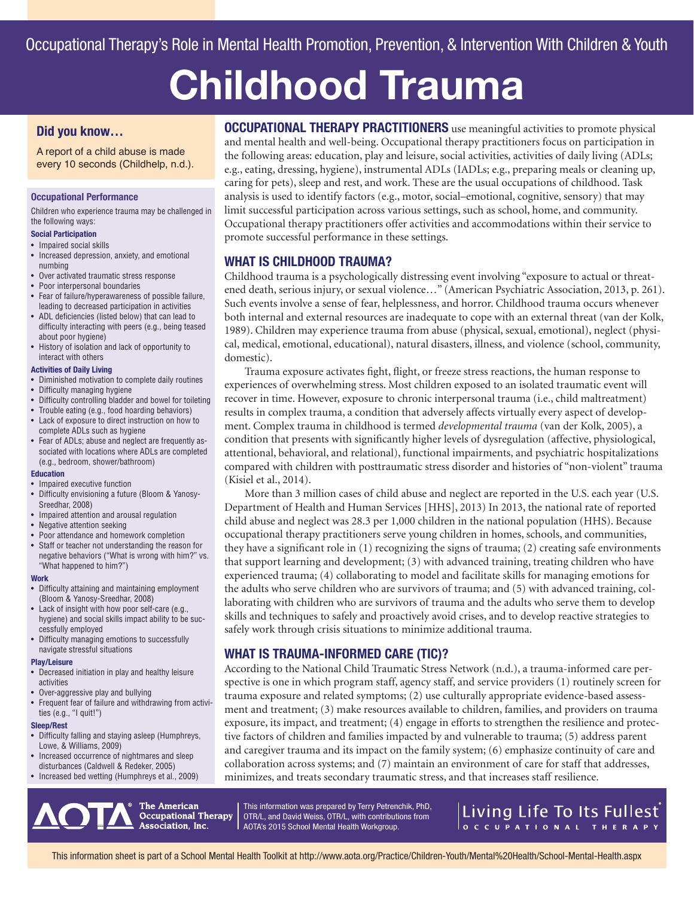Occupational Therapy's Role in Mental Health Promotion, Prevention, & Intervention With Children & Youth

# Childhood Trauma

## Did you know…

A report of a child abuse is made every 10 seconds (Childhelp, n.d.).

### Occupational Performance

Children who experience trauma may be challenged in the following ways:

#### Social Participation

- Impaired social skills
- Increased depression, anxiety, and emotional numbing
- Over activated traumatic stress response
- Poor interpersonal boundaries
- Fear of failure/hyperawareness of possible failure, leading to decreased participation in activities
- ADL deficiencies (listed below) that can lead to difficulty interacting with peers (e.g., being teased about poor hygiene)
- History of isolation and lack of opportunity to interact with others

#### Activities of Daily Living

- Diminished motivation to complete daily routines
- Difficulty managing hygiene
- Difficulty controlling bladder and bowel for toileting
- Trouble eating (e.g., food hoarding behaviors)
- Lack of exposure to direct instruction on how to complete ADLs such as hygiene
- Fear of ADLs; abuse and neglect are frequently associated with locations where ADLs are completed (e.g., bedroom, shower/bathroom)

#### Education

- Impaired executive function
- Difficulty envisioning a future (Bloom & Yanosy-Sreedhar, 2008)
- Impaired attention and arousal regulation
- Negative attention seeking
- Poor attendance and homework completion
- Staff or teacher not understanding the reason for negative behaviors ("What is wrong with him?" vs. "What happened to him?")

#### Work

- Difficulty attaining and maintaining employment (Bloom & Yanosy-Sreedhar, 2008)
- Lack of insight with how poor self-care (e.g., hygiene) and social skills impact ability to be successfully employed
- Difficulty managing emotions to successfully navigate stressful situations

#### Play/Leisure

- Decreased initiation in play and healthy leisure activities
- Over-aggressive play and bullying
- Frequent fear of failure and withdrawing from activities (e.g., "I quit!")

#### Sleep/Rest

- Difficulty falling and staying asleep (Humphreys, Lowe, & Williams, 2009)
- Increased occurrence of nightmares and sleep disturbances (Caldwell & Redeker, 2005)
- Increased bed wetting (Humphreys et al., 2009)

**OCCUPATIONAL THERAPY PRACTITIONERS** use meaningful activities to promote physical and mental health and well-being. Occupational therapy practitioners focus on participation in the following areas: education, play and leisure, social activities, activities of daily living (ADLs; e.g., eating, dressing, hygiene), instrumental ADLs (IADLs; e.g., preparing meals or cleaning up, caring for pets), sleep and rest, and work. These are the usual occupations of childhood. Task analysis is used to identify factors (e.g., motor, social–emotional, cognitive, sensory) that may limit successful participation across various settings, such as school, home, and community. Occupational therapy practitioners offer activities and accommodations within their service to promote successful performance in these settings.

## WHAT IS CHILDHOOD TRAUMA?

Childhood trauma is a psychologically distressing event involving "exposure to actual or threatened death, serious injury, or sexual violence…" (American Psychiatric Association, 2013, p. 261). Such events involve a sense of fear, helplessness, and horror. Childhood trauma occurs whenever both internal and external resources are inadequate to cope with an external threat (van der Kolk, 1989). Children may experience trauma from abuse (physical, sexual, emotional), neglect (physical, medical, emotional, educational), natural disasters, illness, and violence (school, community, domestic).

Trauma exposure activates fight, flight, or freeze stress reactions, the human response to experiences of overwhelming stress. Most children exposed to an isolated traumatic event will recover in time. However, exposure to chronic interpersonal trauma (i.e., child maltreatment) results in complex trauma, a condition that adversely affects virtually every aspect of development. Complex trauma in childhood is termed *developmental trauma* (van der Kolk, 2005), a condition that presents with significantly higher levels of dysregulation (affective, physiological, attentional, behavioral, and relational), functional impairments, and psychiatric hospitalizations compared with children with posttraumatic stress disorder and histories of "non-violent" trauma (Kisiel et al., 2014).

More than 3 million cases of child abuse and neglect are reported in the U.S. each year (U.S. Department of Health and Human Services [HHS], 2013) In 2013, the national rate of reported child abuse and neglect was 28.3 per 1,000 children in the national population (HHS). Because occupational therapy practitioners serve young children in homes, schools, and communities, they have a significant role in (1) recognizing the signs of trauma; (2) creating safe environments that support learning and development; (3) with advanced training, treating children who have experienced trauma; (4) collaborating to model and facilitate skills for managing emotions for the adults who serve children who are survivors of trauma; and (5) with advanced training, collaborating with children who are survivors of trauma and the adults who serve them to develop skills and techniques to safely and proactively avoid crises, and to develop reactive strategies to safely work through crisis situations to minimize additional trauma.

## WHAT IS TRAUMA-INFORMED CARE (TIC)?

According to the National Child Traumatic Stress Network (n.d.), a trauma-informed care perspective is one in which program staff, agency staff, and service providers (1) routinely screen for trauma exposure and related symptoms; (2) use culturally appropriate evidence-based assessment and treatment; (3) make resources available to children, families, and providers on trauma exposure, its impact, and treatment; (4) engage in efforts to strengthen the resilience and protective factors of children and families impacted by and vulnerable to trauma; (5) address parent and caregiver trauma and its impact on the family system; (6) emphasize continuity of care and collaboration across systems; and (7) maintain an environment of care for staff that addresses, minimizes, and treats secondary traumatic stress, and that increases staff resilience.

AOTA® The American Occupational Therapy Association, Inc.

This information was prepared by Terry Petrenchik, PhD, OTR/L, and David Weiss, OTR/L, with contributions from AOTA's 2015 School Mental Health Workgroup.

Living Life To Its Fullest® OCCUPATIONAL THERAPY

This information sheet is part of a School Mental Health Toolkit at http://www.aota.org/Practice/Children-Youth/Mental%20Health/School-Mental-Health.aspx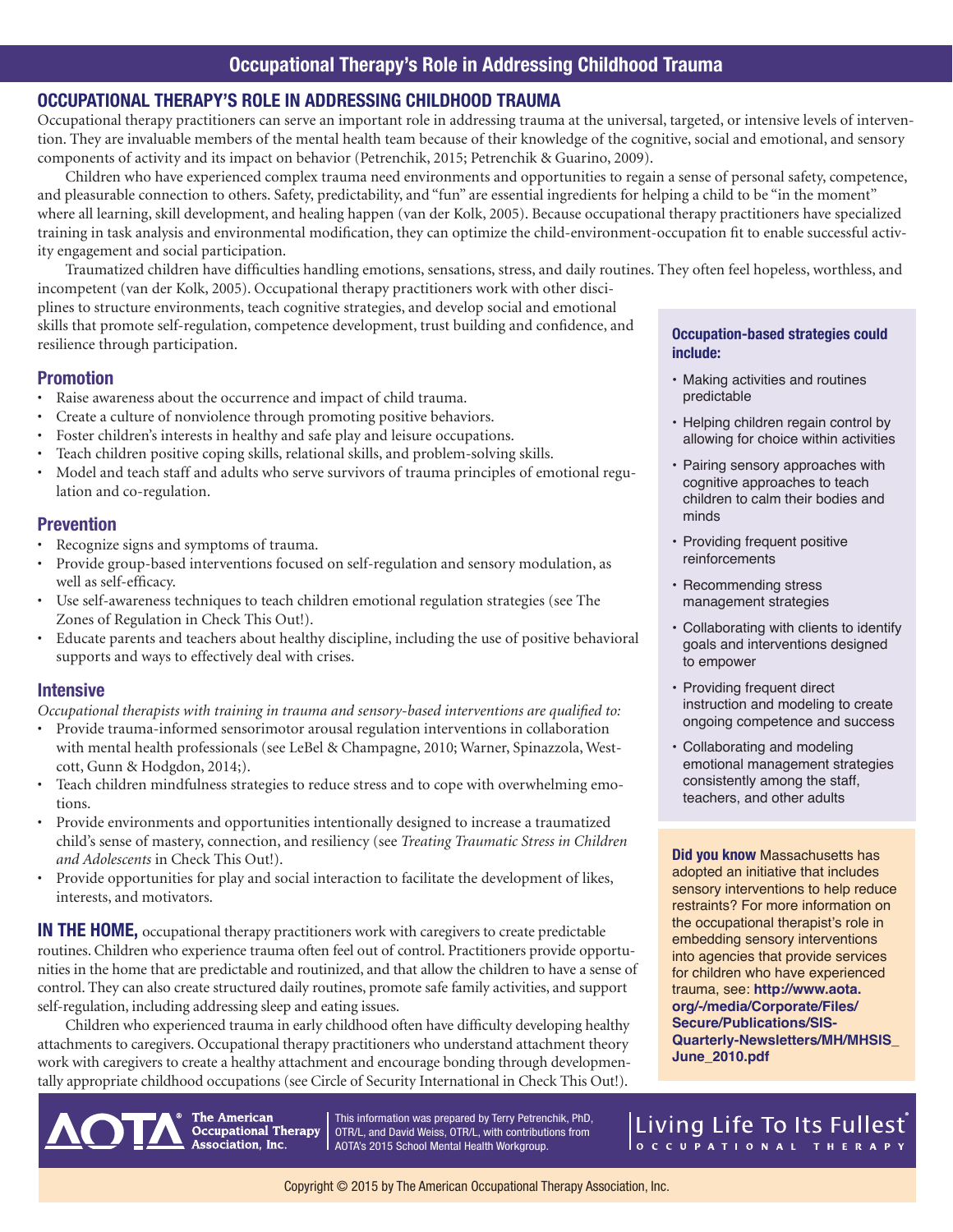## OCCUPATIONAL THERAPY'S ROLE IN ADDRESSING CHILDHOOD TRAUMA

Occupational therapy practitioners can serve an important role in addressing trauma at the universal, targeted, or intensive levels of intervention. They are invaluable members of the mental health team because of their knowledge of the cognitive, social and emotional, and sensory components of activity and its impact on behavior (Petrenchik, 2015; Petrenchik & Guarino, 2009).

Children who have experienced complex trauma need environments and opportunities to regain a sense of personal safety, competence, and pleasurable connection to others. Safety, predictability, and "fun" are essential ingredients for helping a child to be "in the moment" where all learning, skill development, and healing happen (van der Kolk, 2005). Because occupational therapy practitioners have specialized training in task analysis and environmental modification, they can optimize the child-environment-occupation fit to enable successful activity engagement and social participation.

Traumatized children have difficulties handling emotions, sensations, stress, and daily routines. They often feel hopeless, worthless, and incompetent (van der Kolk, 2005). Occupational therapy practitioners work with other disciplines to structure environments, teach cognitive strategies, and develop social and emotional skills that promote self-regulation, competence development, trust building and confidence, and resilience through participation.

### Promotion

- Raise awareness about the occurrence and impact of child trauma.
- Create a culture of nonviolence through promoting positive behaviors.
- Foster children's interests in healthy and safe play and leisure occupations.
- Teach children positive coping skills, relational skills, and problem-solving skills.
- Model and teach staff and adults who serve survivors of trauma principles of emotional regulation and co-regulation.

### Prevention

- Recognize signs and symptoms of trauma.
- Provide group-based interventions focused on self-regulation and sensory modulation, as well as self-efficacy.
- Use self-awareness techniques to teach children emotional regulation strategies (see The Zones of Regulation in Check This Out!).
- Educate parents and teachers about healthy discipline, including the use of positive behavioral supports and ways to effectively deal with crises.

### Intensive

*Occupational therapists with training in trauma and sensory-based interventions are qualified to:*

- Provide trauma-informed sensorimotor arousal regulation interventions in collaboration with mental health professionals (see LeBel & Champagne, 2010; Warner, Spinazzola, Westcott, Gunn & Hodgdon, 2014;).
- Teach children mindfulness strategies to reduce stress and to cope with overwhelming emotions.
- Provide environments and opportunities intentionally designed to increase a traumatized child's sense of mastery, connection, and resiliency (see *Treating Traumatic Stress in Children and Adolescents* in Check This Out!).
- Provide opportunities for play and social interaction to facilitate the development of likes, interests, and motivators.

**IN THE HOME,** occupational therapy practitioners work with caregivers to create predictable routines. Children who experience trauma often feel out of control. Practitioners provide opportunities in the home that are predictable and routinized, and that allow the children to have a sense of control. They can also create structured daily routines, promote safe family activities, and support self-regulation, including addressing sleep and eating issues.

Children who experienced trauma in early childhood often have difficulty developing healthy attachments to caregivers. Occupational therapy practitioners who understand attachment theory work with caregivers to create a healthy attachment and encourage bonding through developmentally appropriate childhood occupations (see Circle of Security International in Check This Out!).

**Occupation-based strategies could include:**

- Making activities and routines predictable
- Helping children regain control by allowing for choice within activities
- Pairing sensory approaches with cognitive approaches to teach children to calm their bodies and minds
- Providing frequent positive reinforcements
- Recommending stress management strategies
- Collaborating with clients to identify goals and interventions designed to empower
- Providing frequent direct instruction and modeling to create ongoing competence and success
- Collaborating and modeling emotional management strategies consistently among the staff, teachers, and other adults

**Did you know** Massachusetts has adopted an initiative that includes sensory interventions to help reduce restraints? For more information on the occupational therapist's role in embedding sensory interventions into agencies that provide services for children who have experienced trauma, see: **http://www.aota.org/-/media/Corporate/Files/Secure/Publications/SIS-Quarterly-Newsletters/MH/MHSIS_June_2010.pdf**

This information was prepared by Terry Petrenchik, PhD, OTR/L, and David Weiss, OTR/L, with contributions from AOTA's 2015 School Mental Health Workgroup.

Copyright © 2015 by The American Occupational Therapy Association, Inc.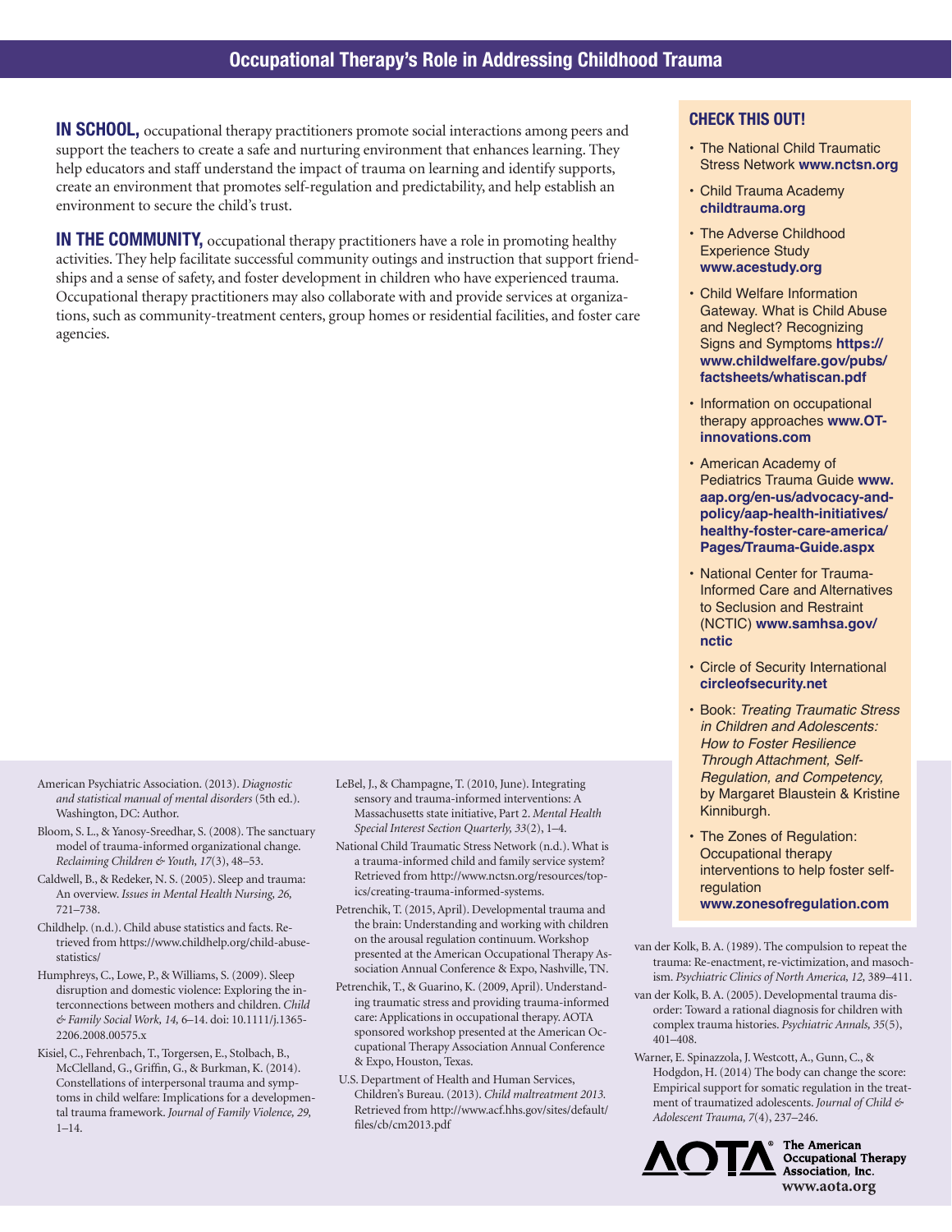# Occupational Therapy's Role in Addressing Childhood Trauma

**IN SCHOOL,** occupational therapy practitioners promote social interactions among peers and support the teachers to create a safe and nurturing environment that enhances learning. They help educators and staff understand the impact of trauma on learning and identify supports, create an environment that promotes self-regulation and predictability, and help establish an environment to secure the child's trust.

**IN THE COMMUNITY,** occupational therapy practitioners have a role in promoting healthy activities. They help facilitate successful community outings and instruction that support friendships and a sense of safety, and foster development in children who have experienced trauma. Occupational therapy practitioners may also collaborate with and provide services at organizations, such as community-treatment centers, group homes or residential facilities, and foster care agencies.

## CHECK THIS OUT!

- The National Child Traumatic Stress Network **www.nctsn.org**
- Child Trauma Academy **childtrauma.org**
- The Adverse Childhood Experience Study **www.acestudy.org**
- Child Welfare Information Gateway. What is Child Abuse and Neglect? Recognizing Signs and Symptoms **https://www.childwelfare.gov/pubs/factsheets/whatiscan.pdf**
- Information on occupational therapy approaches **www.OT-innovations.com**
- American Academy of Pediatrics Trauma Guide **www.aap.org/en-us/advocacy-and-policy/aap-health-initiatives/healthy-foster-care-america/Pages/Trauma-Guide.aspx**
- National Center for Trauma-Informed Care and Alternatives to Seclusion and Restraint (NCTIC) **www.samhsa.gov/nctic**
- Circle of Security International **circleofsecurity.net**
- Book: *Treating Traumatic Stress in Children and Adolescents: How to Foster Resilience Through Attachment, Self-Regulation, and Competency,* by Margaret Blaustein & Kristine Kinniburgh.
- The Zones of Regulation: Occupational therapy interventions to help foster self-regulation **www.zonesofregulation.com**

American Psychiatric Association. (2013). *Diagnostic and statistical manual of mental disorders* (5th ed.). Washington, DC: Author.

Bloom, S. L., & Yanosy-Sreedhar, S. (2008). The sanctuary model of trauma-informed organizational change. *Reclaiming Children & Youth, 17*(3), 48–53.

Caldwell, B., & Redeker, N. S. (2005). Sleep and trauma: An overview. *Issues in Mental Health Nursing, 26,* 721–738.

Childhelp. (n.d.). Child abuse statistics and facts. Retrieved from https://www.childhelp.org/child-abuse-statistics/

Humphreys, C., Lowe, P., & Williams, S. (2009). Sleep disruption and domestic violence: Exploring the interconnections between mothers and children. *Child & Family Social Work, 14,* 6–14. doi: 10.1111/j.1365-2206.2008.00575.x

Kisiel, C., Fehrenbach, T., Torgersen, E., Stolbach, B., McClelland, G., Griffin, G., & Burkman, K. (2014). Constellations of interpersonal trauma and symptoms in child welfare: Implications for a developmental trauma framework. *Journal of Family Violence, 29,* 1–14.

LeBel, J., & Champagne, T. (2010, June). Integrating sensory and trauma-informed interventions: A Massachusetts state initiative, Part 2. *Mental Health Special Interest Section Quarterly, 33*(2), 1–4.

National Child Traumatic Stress Network (n.d.). What is a trauma-informed child and family service system? Retrieved from http://www.nctsn.org/resources/topics/creating-trauma-informed-systems.

Petrenchik, T. (2015, April). Developmental trauma and the brain: Understanding and working with children on the arousal regulation continuum. Workshop presented at the American Occupational Therapy Association Annual Conference & Expo, Nashville, TN.

Petrenchik, T., & Guarino, K. (2009, April). Understanding traumatic stress and providing trauma-informed care: Applications in occupational therapy. AOTA sponsored workshop presented at the American Occupational Therapy Association Annual Conference & Expo, Houston, Texas.

U.S. Department of Health and Human Services, Children's Bureau. (2013). *Child maltreatment 2013.* Retrieved from http://www.acf.hhs.gov/sites/default/files/cb/cm2013.pdf

van der Kolk, B. A. (1989). The compulsion to repeat the trauma: Re-enactment, re-victimization, and masochism. *Psychiatric Clinics of North America, 12,* 389–411.

van der Kolk, B. A. (2005). Developmental trauma disorder: Toward a rational diagnosis for children with complex trauma histories. *Psychiatric Annals, 35*(5), 401–408.

Warner, E. Spinazzola, J. Westcott, A., Gunn, C., & Hodgdon, H. (2014) The body can change the score: Empirical support for somatic regulation in the treatment of traumatized adolescents. *Journal of Child & Adolescent Trauma, 7*(4), 237–246.

AOTA® The American Occupational Therapy Association, Inc.
www.aota.org